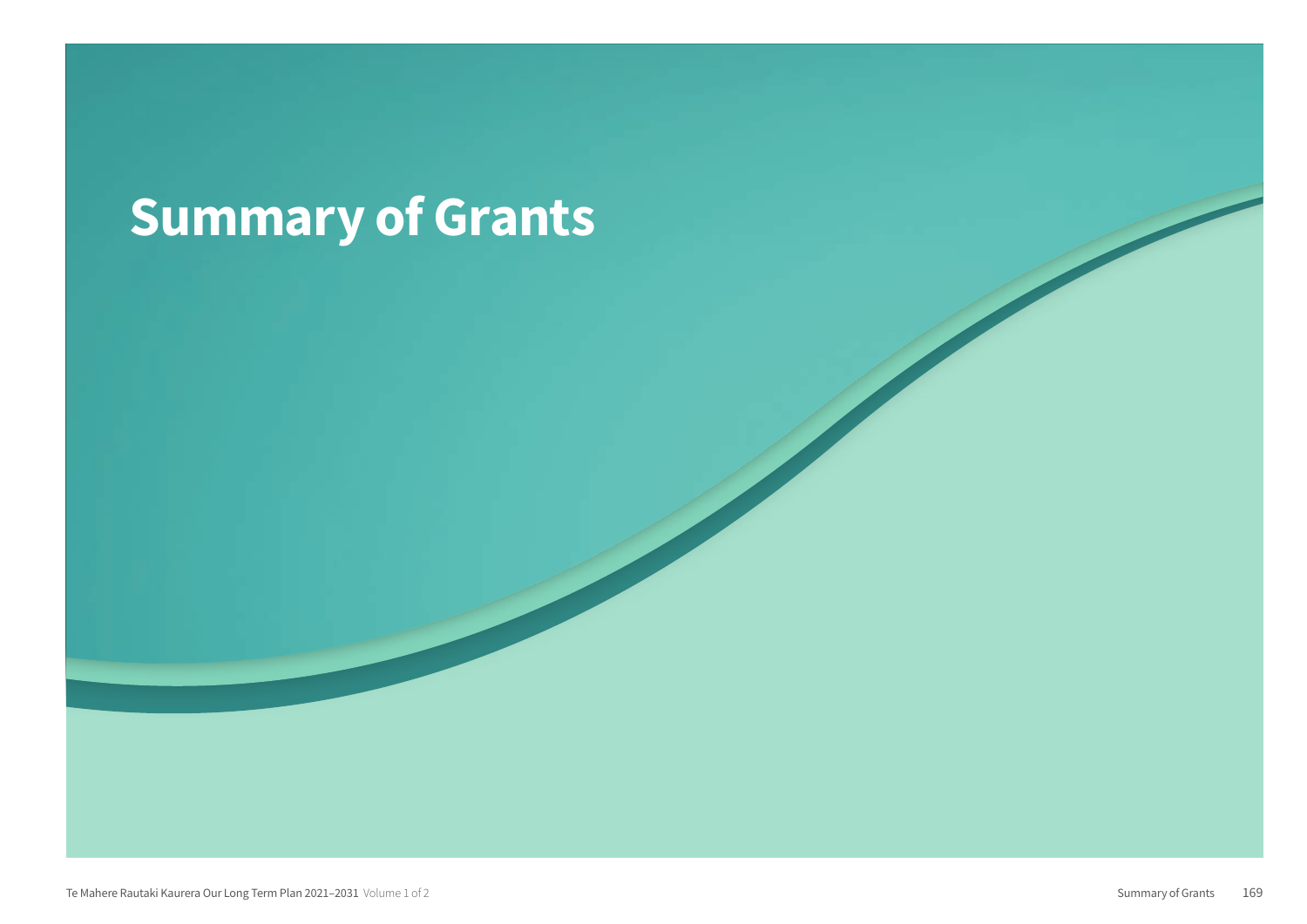# Summary of Grants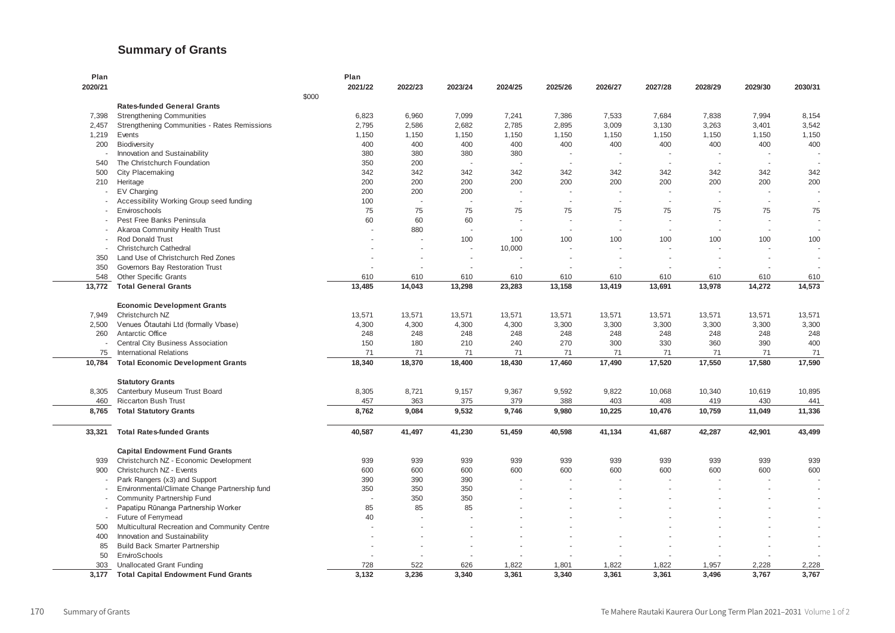## Summary of Grants

| Plan 2020/21 | $000 | Plan 2021/22 | 2022/23 | 2023/24 | 2024/25 | 2025/26 | 2026/27 | 2027/28 | 2028/29 | 2029/30 | 2030/31 |
|---|---|---|---|---|---|---|---|---|---|---|---|
| | **Rates-funded General Grants** | | | | | | | | | | |
| 7,398 | Strengthening Communities | 6,823 | 6,960 | 7,099 | 7,241 | 7,386 | 7,533 | 7,684 | 7,838 | 7,994 | 8,154 |
| 2,457 | Strengthening Communities - Rates Remissions | 2,795 | 2,586 | 2,682 | 2,785 | 2,895 | 3,009 | 3,130 | 3,263 | 3,401 | 3,542 |
| 1,219 | Events | 1,150 | 1,150 | 1,150 | 1,150 | 1,150 | 1,150 | 1,150 | 1,150 | 1,150 | 1,150 |
| 200 | Biodiversity | 400 | 400 | 400 | 400 | 400 | 400 | 400 | 400 | 400 | 400 |
| - | Innovation and Sustainability | 380 | 380 | 380 | 380 | - | - | - | - | - | - |
| 540 | The Christchurch Foundation | 350 | 200 | - | - | - | - | - | - | - | - |
| 500 | City Placemaking | 342 | 342 | 342 | 342 | 342 | 342 | 342 | 342 | 342 | 342 |
| 210 | Heritage | 200 | 200 | 200 | 200 | 200 | 200 | 200 | 200 | 200 | 200 |
| - | EV Charging | 200 | 200 | 200 | - | - | - | - | - | - | - |
| - | Accessibility Working Group seed funding | 100 | - | - | - | - | - | - | - | - | - |
| - | Enviroschools | 75 | 75 | 75 | 75 | 75 | 75 | 75 | 75 | 75 | 75 |
| - | Pest Free Banks Peninsula | 60 | 60 | 60 | - | - | - | - | - | - | - |
| - | Akaroa Community Health Trust | - | 880 | - | - | - | - | - | - | - | - |
| - | Rod Donald Trust | - | - | 100 | 100 | 100 | 100 | 100 | 100 | 100 | 100 |
| - | Christchurch Cathedral | - | - | - | 10,000 | - | - | - | - | - | - |
| 350 | Land Use of Christchurch Red Zones | - | - | - | - | - | - | - | - | - | - |
| 350 | Governors Bay Restoration Trust | - | - | - | - | - | - | - | - | - | - |
| 548 | Other Specific Grants | 610 | 610 | 610 | 610 | 610 | 610 | 610 | 610 | 610 | 610 |
| **13,772** | **Total General Grants** | **13,485** | **14,043** | **13,298** | **23,283** | **13,158** | **13,419** | **13,691** | **13,978** | **14,272** | **14,573** |
| | **Economic Development Grants** | | | | | | | | | | |
| 7,949 | Christchurch NZ | 13,571 | 13,571 | 13,571 | 13,571 | 13,571 | 13,571 | 13,571 | 13,571 | 13,571 | 13,571 |
| 2,500 | Venues Ōtautahi Ltd (formally Vbase) | 4,300 | 4,300 | 4,300 | 4,300 | 3,300 | 3,300 | 3,300 | 3,300 | 3,300 | 3,300 |
| 260 | Antarctic Office | 248 | 248 | 248 | 248 | 248 | 248 | 248 | 248 | 248 | 248 |
| - | Central City Business Association | 150 | 180 | 210 | 240 | 270 | 300 | 330 | 360 | 390 | 400 |
| 75 | International Relations | 71 | 71 | 71 | 71 | 71 | 71 | 71 | 71 | 71 | 71 |
| **10,784** | **Total Economic Development Grants** | **18,340** | **18,370** | **18,400** | **18,430** | **17,460** | **17,490** | **17,520** | **17,550** | **17,580** | **17,590** |
| | **Statutory Grants** | | | | | | | | | | |
| 8,305 | Canterbury Museum Trust Board | 8,305 | 8,721 | 9,157 | 9,367 | 9,592 | 9,822 | 10,068 | 10,340 | 10,619 | 10,895 |
| 460 | Riccarton Bush Trust | 457 | 363 | 375 | 379 | 388 | 403 | 408 | 419 | 430 | 441 |
| **8,765** | **Total Statutory Grants** | **8,762** | **9,084** | **9,532** | **9,746** | **9,980** | **10,225** | **10,476** | **10,759** | **11,049** | **11,336** |
| **33,321** | **Total Rates-funded Grants** | **40,587** | **41,497** | **41,230** | **51,459** | **40,598** | **41,134** | **41,687** | **42,287** | **42,901** | **43,499** |
| | **Capital Endowment Fund Grants** | | | | | | | | | | |
| 939 | Christchurch NZ - Economic Development | 939 | 939 | 939 | 939 | 939 | 939 | 939 | 939 | 939 | 939 |
| 900 | Christchurch NZ - Events | 600 | 600 | 600 | 600 | 600 | 600 | 600 | 600 | 600 | 600 |
| - | Park Rangers (x3) and Support | 390 | 390 | 390 | - | - | - | - | - | - | - |
| - | Environmental/Climate Change Partnership fund | 350 | 350 | 350 | - | - | - | - | - | - | - |
| - | Community Partnership Fund | - | 350 | 350 | - | - | - | - | - | - | - |
| - | Papatipu Rūnanga Partnership Worker | 85 | 85 | 85 | - | - | - | - | - | - | - |
| - | Future of Ferrymead | 40 | - | - | - | - | - | - | - | - | - |
| 500 | Multicultural Recreation and Community Centre | - | - | - | - | - | - | - | - | - | - |
| 400 | Innovation and Sustainability | - | - | - | - | - | - | - | - | - | - |
| 85 | Build Back Smarter Partnership | - | - | - | - | - | - | - | - | - | - |
| 50 | EnviroSchools | - | - | - | - | - | - | - | - | - | - |
| 303 | Unallocated Grant Funding | 728 | 522 | 626 | 1,822 | 1,801 | 1,822 | 1,822 | 1,957 | 2,228 | 2,228 |
| **3,177** | **Total Capital Endowment Fund Grants** | **3,132** | **3,236** | **3,340** | **3,361** | **3,340** | **3,361** | **3,361** | **3,496** | **3,767** | **3,767** |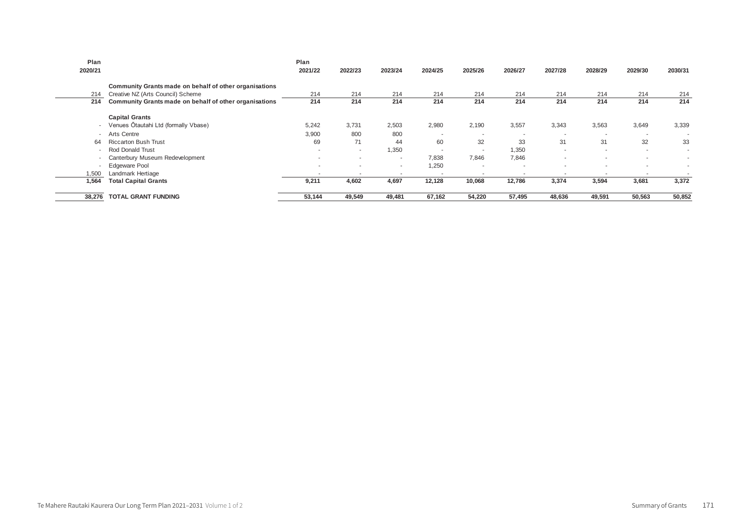| Plan 2020/21 | | Plan 2021/22 | 2022/23 | 2023/24 | 2024/25 | 2025/26 | 2026/27 | 2027/28 | 2028/29 | 2029/30 | 2030/31 |
|---|---|---|---|---|---|---|---|---|---|---|---|
| | **Community Grants made on behalf of other organisations** | | | | | | | | | | |
| 214 | Creative NZ (Arts Council) Scheme | 214 | 214 | 214 | 214 | 214 | 214 | 214 | 214 | 214 | 214 |
| **214** | **Community Grants made on behalf of other organisations** | **214** | **214** | **214** | **214** | **214** | **214** | **214** | **214** | **214** | **214** |
| | **Capital Grants** | | | | | | | | | | |
| - | Venues Ōtautahi Ltd (formally Vbase) | 5,242 | 3,731 | 2,503 | 2,980 | 2,190 | 3,557 | 3,343 | 3,563 | 3,649 | 3,339 |
| - | Arts Centre | 3,900 | 800 | 800 | - | - | - | - | - | - | - |
| 64 | Riccarton Bush Trust | 69 | 71 | 44 | 60 | 32 | 33 | 31 | 31 | 32 | 33 |
| - | Rod Donald Trust | - | - | 1,350 | - | - | 1,350 | - | - | - | - |
| - | Canterbury Museum Redevelopment | - | - | - | 7,838 | 7,846 | 7,846 | - | - | - | - |
| - | Edgeware Pool | - | - | - | 1,250 | - | - | - | - | - | - |
| 1,500 | Landmark Hertiage | - | - | - | - | - | - | - | - | - | - |
| **1,564** | **Total Capital Grants** | **9,211** | **4,602** | **4,697** | **12,128** | **10,068** | **12,786** | **3,374** | **3,594** | **3,681** | **3,372** |
| **38,276** | **TOTAL GRANT FUNDING** | **53,144** | **49,549** | **49,481** | **67,162** | **54,220** | **57,495** | **48,636** | **49,591** | **50,563** | **50,852** |